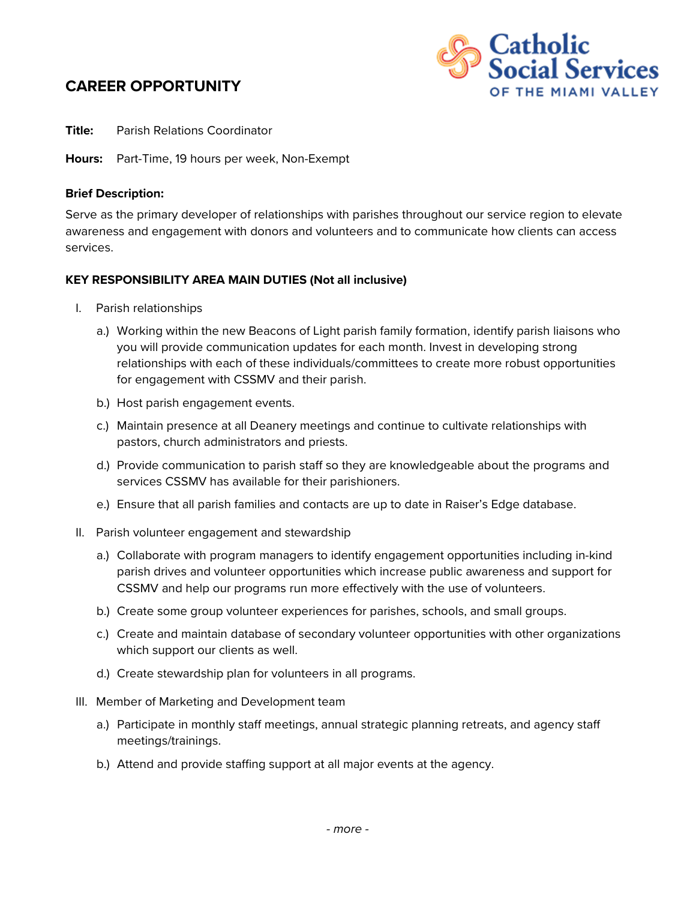Catholic Social Services OF THE MIAMI VALLEY

## CAREER OPPORTUNITY

**Title:** Parish Relations Coordinator

**Hours:** Part-Time, 19 hours per week, Non-Exempt

**Brief Description:**

Serve as the primary developer of relationships with parishes throughout our service region to elevate awareness and engagement with donors and volunteers and to communicate how clients can access services.

**KEY RESPONSIBILITY AREA MAIN DUTIES (Not all inclusive)**

I. Parish relationships

   a.) Working within the new Beacons of Light parish family formation, identify parish liaisons who you will provide communication updates for each month. Invest in developing strong relationships with each of these individuals/committees to create more robust opportunities for engagement with CSSMV and their parish.

   b.) Host parish engagement events.

   c.) Maintain presence at all Deanery meetings and continue to cultivate relationships with pastors, church administrators and priests.

   d.) Provide communication to parish staff so they are knowledgeable about the programs and services CSSMV has available for their parishioners.

   e.) Ensure that all parish families and contacts are up to date in Raiser's Edge database.

II. Parish volunteer engagement and stewardship

   a.) Collaborate with program managers to identify engagement opportunities including in-kind parish drives and volunteer opportunities which increase public awareness and support for CSSMV and help our programs run more effectively with the use of volunteers.

   b.) Create some group volunteer experiences for parishes, schools, and small groups.

   c.) Create and maintain database of secondary volunteer opportunities with other organizations which support our clients as well.

   d.) Create stewardship plan for volunteers in all programs.

III. Member of Marketing and Development team

   a.) Participate in monthly staff meetings, annual strategic planning retreats, and agency staff meetings/trainings.

   b.) Attend and provide staffing support at all major events at the agency.

*- more -*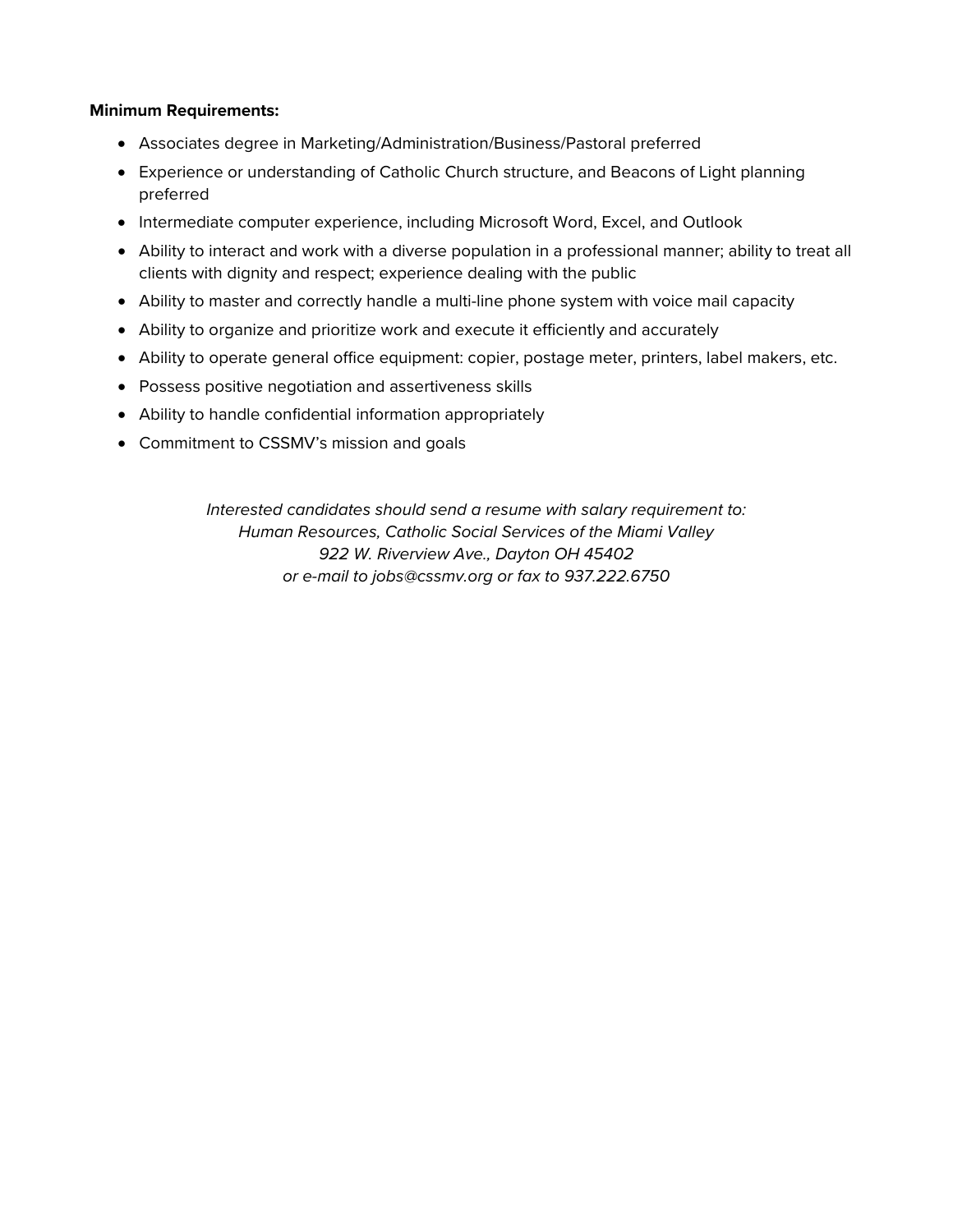**Minimum Requirements:**

- Associates degree in Marketing/Administration/Business/Pastoral preferred
- Experience or understanding of Catholic Church structure, and Beacons of Light planning preferred
- Intermediate computer experience, including Microsoft Word, Excel, and Outlook
- Ability to interact and work with a diverse population in a professional manner; ability to treat all clients with dignity and respect; experience dealing with the public
- Ability to master and correctly handle a multi-line phone system with voice mail capacity
- Ability to organize and prioritize work and execute it efficiently and accurately
- Ability to operate general office equipment: copier, postage meter, printers, label makers, etc.
- Possess positive negotiation and assertiveness skills
- Ability to handle confidential information appropriately
- Commitment to CSSMV's mission and goals

*Interested candidates should send a resume with salary requirement to:*
*Human Resources, Catholic Social Services of the Miami Valley*
*922 W. Riverview Ave., Dayton OH 45402*
*or e-mail to jobs@cssmv.org or fax to 937.222.6750*